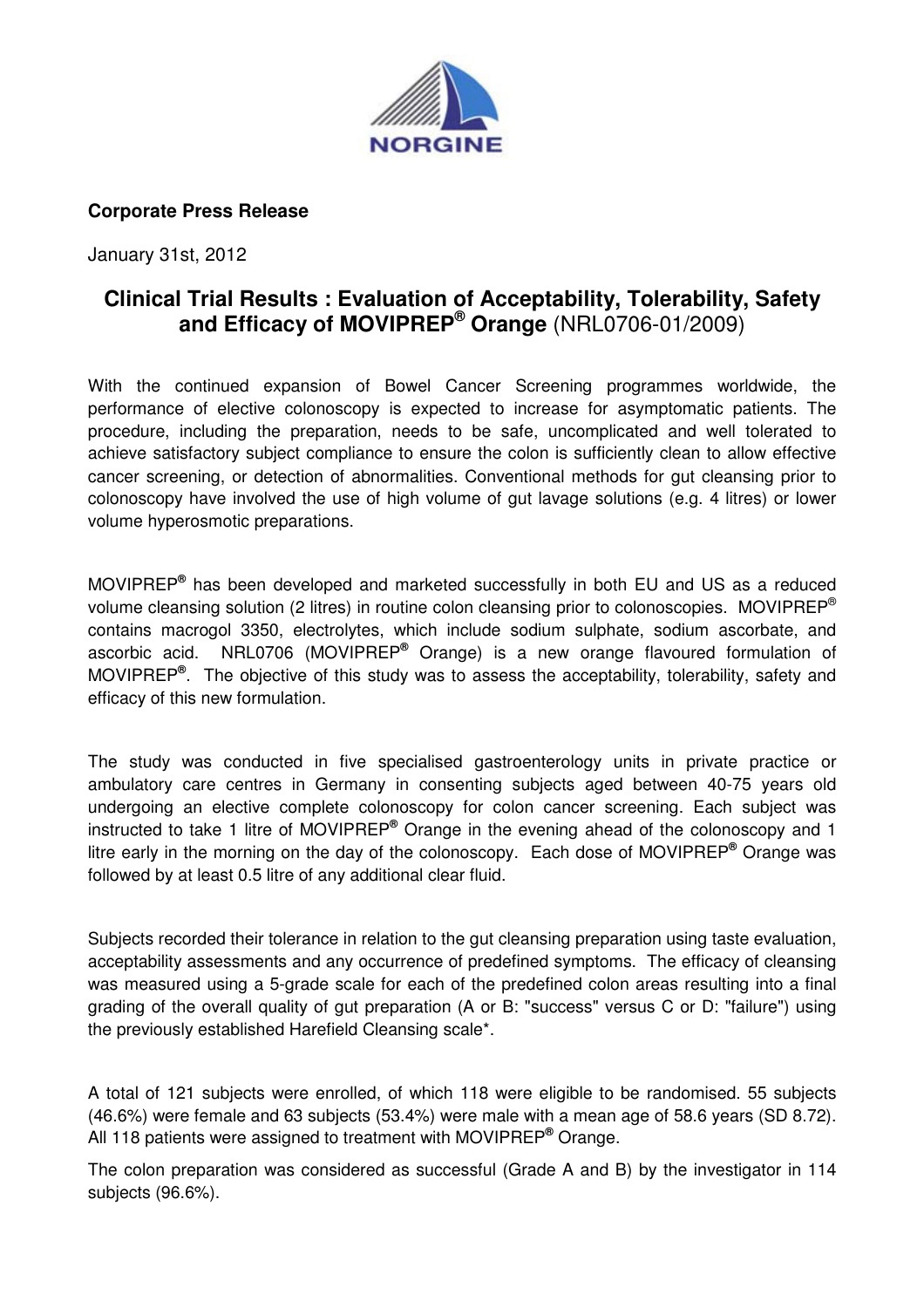NORGINE

**Corporate Press Release**

January 31st, 2012

# Clinical Trial Results : Evaluation of Acceptability, Tolerability, Safety and Efficacy of MOVIPREP® Orange (NRL0706-01/2009)

With the continued expansion of Bowel Cancer Screening programmes worldwide, the performance of elective colonoscopy is expected to increase for asymptomatic patients. The procedure, including the preparation, needs to be safe, uncomplicated and well tolerated to achieve satisfactory subject compliance to ensure the colon is sufficiently clean to allow effective cancer screening, or detection of abnormalities. Conventional methods for gut cleansing prior to colonoscopy have involved the use of high volume of gut lavage solutions (e.g. 4 litres) or lower volume hyperosmotic preparations.

MOVIPREP® has been developed and marketed successfully in both EU and US as a reduced volume cleansing solution (2 litres) in routine colon cleansing prior to colonoscopies. MOVIPREP® contains macrogol 3350, electrolytes, which include sodium sulphate, sodium ascorbate, and ascorbic acid. NRL0706 (MOVIPREP® Orange) is a new orange flavoured formulation of MOVIPREP®. The objective of this study was to assess the acceptability, tolerability, safety and efficacy of this new formulation.

The study was conducted in five specialised gastroenterology units in private practice or ambulatory care centres in Germany in consenting subjects aged between 40-75 years old undergoing an elective complete colonoscopy for colon cancer screening. Each subject was instructed to take 1 litre of MOVIPREP® Orange in the evening ahead of the colonoscopy and 1 litre early in the morning on the day of the colonoscopy. Each dose of MOVIPREP® Orange was followed by at least 0.5 litre of any additional clear fluid.

Subjects recorded their tolerance in relation to the gut cleansing preparation using taste evaluation, acceptability assessments and any occurrence of predefined symptoms. The efficacy of cleansing was measured using a 5-grade scale for each of the predefined colon areas resulting into a final grading of the overall quality of gut preparation (A or B: "success" versus C or D: "failure") using the previously established Harefield Cleansing scale*.

A total of 121 subjects were enrolled, of which 118 were eligible to be randomised. 55 subjects (46.6%) were female and 63 subjects (53.4%) were male with a mean age of 58.6 years (SD 8.72). All 118 patients were assigned to treatment with MOVIPREP® Orange.

The colon preparation was considered as successful (Grade A and B) by the investigator in 114 subjects (96.6%).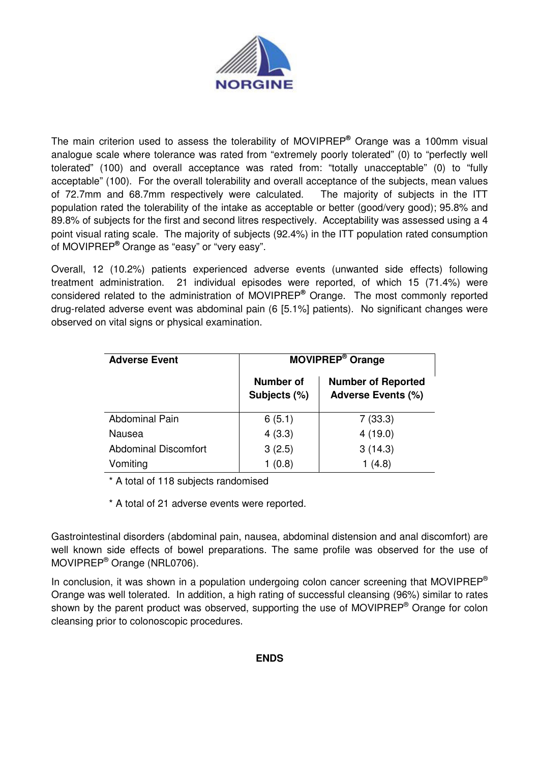The main criterion used to assess the tolerability of MOVIPREP® Orange was a 100mm visual analogue scale where tolerance was rated from "extremely poorly tolerated" (0) to "perfectly well tolerated" (100) and overall acceptance was rated from: "totally unacceptable" (0) to "fully acceptable" (100). For the overall tolerability and overall acceptance of the subjects, mean values of 72.7mm and 68.7mm respectively were calculated. The majority of subjects in the ITT population rated the tolerability of the intake as acceptable or better (good/very good); 95.8% and 89.8% of subjects for the first and second litres respectively. Acceptability was assessed using a 4 point visual rating scale. The majority of subjects (92.4%) in the ITT population rated consumption of MOVIPREP® Orange as "easy" or "very easy".

Overall, 12 (10.2%) patients experienced adverse events (unwanted side effects) following treatment administration. 21 individual episodes were reported, of which 15 (71.4%) were considered related to the administration of MOVIPREP® Orange. The most commonly reported drug-related adverse event was abdominal pain (6 [5.1%] patients). No significant changes were observed on vital signs or physical examination.

| Adverse Event | MOVIPREP® Orange | |
|---|---|---|
| | Number of Subjects (%) | Number of Reported Adverse Events (%) |
| Abdominal Pain | 6 (5.1) | 7 (33.3) |
| Nausea | 4 (3.3) | 4 (19.0) |
| Abdominal Discomfort | 3 (2.5) | 3 (14.3) |
| Vomiting | 1 (0.8) | 1 (4.8) |

* A total of 118 subjects randomised

* A total of 21 adverse events were reported.

Gastrointestinal disorders (abdominal pain, nausea, abdominal distension and anal discomfort) are well known side effects of bowel preparations. The same profile was observed for the use of MOVIPREP® Orange (NRL0706).

In conclusion, it was shown in a population undergoing colon cancer screening that MOVIPREP® Orange was well tolerated. In addition, a high rating of successful cleansing (96%) similar to rates shown by the parent product was observed, supporting the use of MOVIPREP® Orange for colon cleansing prior to colonoscopic procedures.

**ENDS**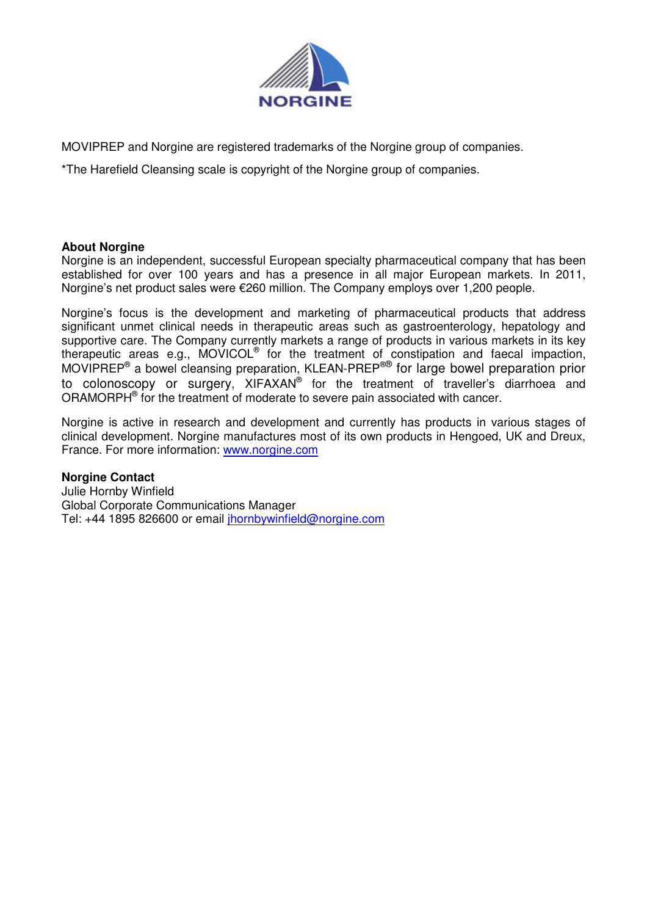NORGINE

MOVIPREP and Norgine are registered trademarks of the Norgine group of companies.

*The Harefield Cleansing scale is copyright of the Norgine group of companies.

**About Norgine**
Norgine is an independent, successful European specialty pharmaceutical company that has been established for over 100 years and has a presence in all major European markets. In 2011, Norgine's net product sales were €260 million. The Company employs over 1,200 people.

Norgine's focus is the development and marketing of pharmaceutical products that address significant unmet clinical needs in therapeutic areas such as gastroenterology, hepatology and supportive care. The Company currently markets a range of products in various markets in its key therapeutic areas e.g., MOVICOL® for the treatment of constipation and faecal impaction, MOVIPREP® a bowel cleansing preparation, KLEAN-PREP®® for large bowel preparation prior to colonoscopy or surgery, XIFAXAN® for the treatment of traveller's diarrhoea and ORAMORPH® for the treatment of moderate to severe pain associated with cancer.

Norgine is active in research and development and currently has products in various stages of clinical development. Norgine manufactures most of its own products in Hengoed, UK and Dreux, France. For more information: www.norgine.com

**Norgine Contact**
Julie Hornby Winfield
Global Corporate Communications Manager
Tel: +44 1895 826600 or email jhornbywinfield@norgine.com